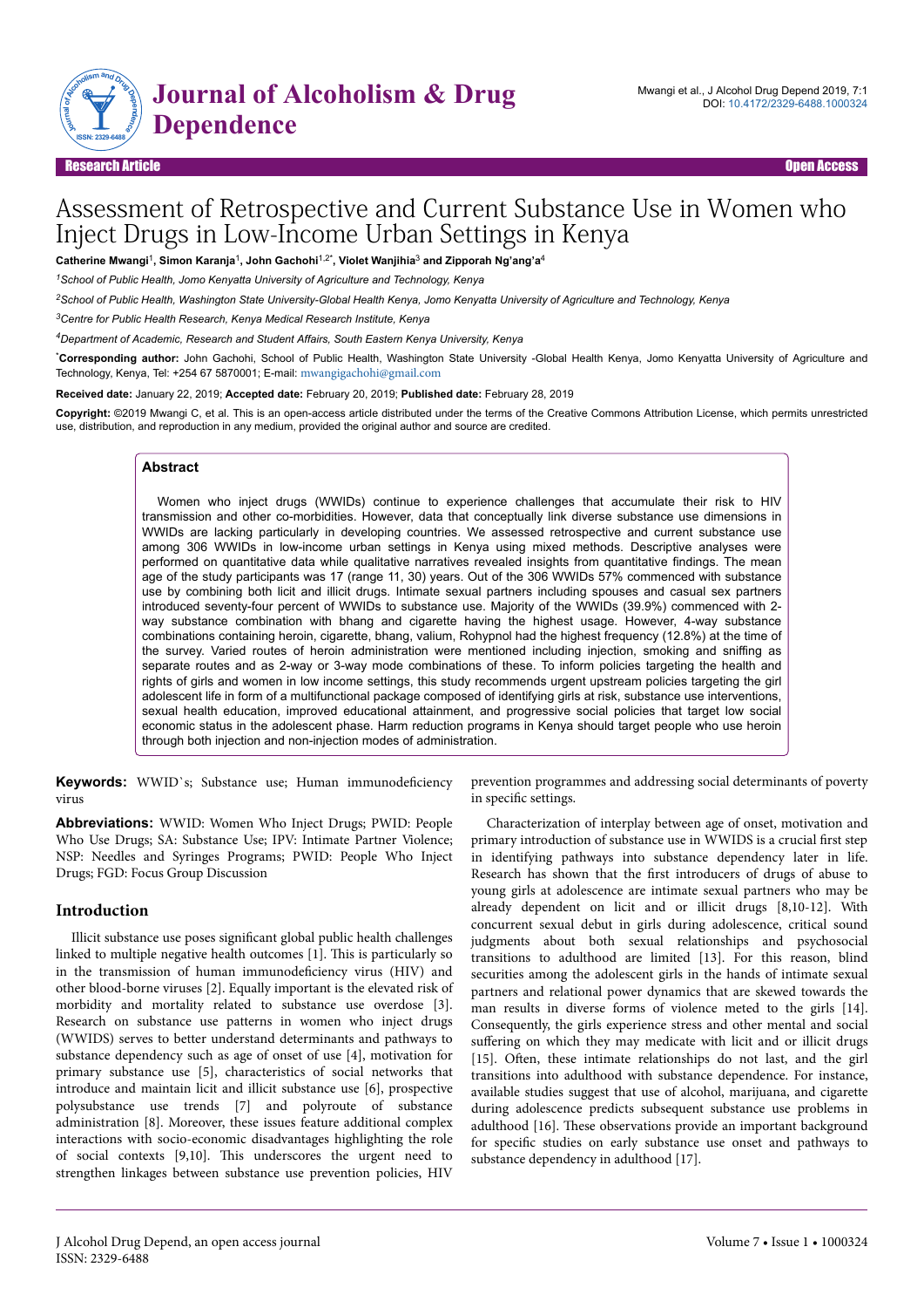Research Article Open Access

# Assessment of Retrospective and Current Substance Use in Women who Inject Drugs in Low-Income Urban Settings in Kenya

**Catherine Mwangi[1], Simon Karanja[1], John Gachohi[1,2*], Violet Wanjihia[3] and Zipporah Ng'ang'a[4]**

*[1]School of Public Health, Jomo Kenyatta University of Agriculture and Technology, Kenya*

*[2]School of Public Health, Washington State University-Global Health Kenya, Jomo Kenyatta University of Agriculture and Technology, Kenya*

*[3]Centre for Public Health Research, Kenya Medical Research Institute, Kenya*

*[4]Department of Academic, Research and Student Affairs, South Eastern Kenya University, Kenya*

**\*Corresponding author:** John Gachohi, School of Public Health, Washington State University -Global Health Kenya, Jomo Kenyatta University of Agriculture and Technology, Kenya, Tel: +254 67 5870001; E-mail: mwangigachohi@gmail.com

**Received date:** January 22, 2019; **Accepted date:** February 20, 2019; **Published date:** February 28, 2019

**Copyright:** ©2019 Mwangi C, et al. This is an open-access article distributed under the terms of the Creative Commons Attribution License, which permits unrestricted use, distribution, and reproduction in any medium, provided the original author and source are credited.

## Abstract

Women who inject drugs (WWIDs) continue to experience challenges that accumulate their risk to HIV transmission and other co-morbidities. However, data that conceptually link diverse substance use dimensions in WWIDs are lacking particularly in developing countries. We assessed retrospective and current substance use among 306 WWIDs in low-income urban settings in Kenya using mixed methods. Descriptive analyses were performed on quantitative data while qualitative narratives revealed insights from quantitative findings. The mean age of the study participants was 17 (range 11, 30) years. Out of the 306 WWIDs 57% commenced with substance use by combining both licit and illicit drugs. Intimate sexual partners including spouses and casual sex partners introduced seventy-four percent of WWIDs to substance use. Majority of the WWIDs (39.9%) commenced with 2-way substance combination with bhang and cigarette having the highest usage. However, 4-way substance combinations containing heroin, cigarette, bhang, valium, Rohypnol had the highest frequency (12.8%) at the time of the survey. Varied routes of heroin administration were mentioned including injection, smoking and sniffing as separate routes and as 2-way or 3-way mode combinations of these. To inform policies targeting the health and rights of girls and women in low income settings, this study recommends urgent upstream policies targeting the girl adolescent life in form of a multifunctional package composed of identifying girls at risk, substance use interventions, sexual health education, improved educational attainment, and progressive social policies that target low social economic status in the adolescent phase. Harm reduction programs in Kenya should target people who use heroin through both injection and non-injection modes of administration.

**Keywords:** WWID`s; Substance use; Human immunodeficiency virus

**Abbreviations:** WWID: Women Who Inject Drugs; PWID: People Who Use Drugs; SA: Substance Use; IPV: Intimate Partner Violence; NSP: Needles and Syringes Programs; PWID: People Who Inject Drugs; FGD: Focus Group Discussion

## Introduction

Illicit substance use poses significant global public health challenges linked to multiple negative health outcomes [1]. This is particularly so in the transmission of human immunodeficiency virus (HIV) and other blood-borne viruses [2]. Equally important is the elevated risk of morbidity and mortality related to substance use overdose [3]. Research on substance use patterns in women who inject drugs (WWIDS) serves to better understand determinants and pathways to substance dependency such as age of onset of use [4], motivation for primary substance use [5], characteristics of social networks that introduce and maintain licit and illicit substance use [6], prospective polysubstance use trends [7] and polyroute of substance administration [8]. Moreover, these issues feature additional complex interactions with socio-economic disadvantages highlighting the role of social contexts [9,10]. This underscores the urgent need to strengthen linkages between substance use prevention policies, HIV prevention programmes and addressing social determinants of poverty in specific settings.

Characterization of interplay between age of onset, motivation and primary introduction of substance use in WWIDS is a crucial first step in identifying pathways into substance dependency later in life. Research has shown that the first introducers of drugs of abuse to young girls at adolescence are intimate sexual partners who may be already dependent on licit and or illicit drugs [8,10-12]. With concurrent sexual debut in girls during adolescence, critical sound judgments about both sexual relationships and psychosocial transitions to adulthood are limited [13]. For this reason, blind securities among the adolescent girls in the hands of intimate sexual partners and relational power dynamics that are skewed towards the man results in diverse forms of violence meted to the girls [14]. Consequently, the girls experience stress and other mental and social suffering on which they may medicate with licit and or illicit drugs [15]. Often, these intimate relationships do not last, and the girl transitions into adulthood with substance dependence. For instance, available studies suggest that use of alcohol, marijuana, and cigarette during adolescence predicts subsequent substance use problems in adulthood [16]. These observations provide an important background for specific studies on early substance use onset and pathways to substance dependency in adulthood [17].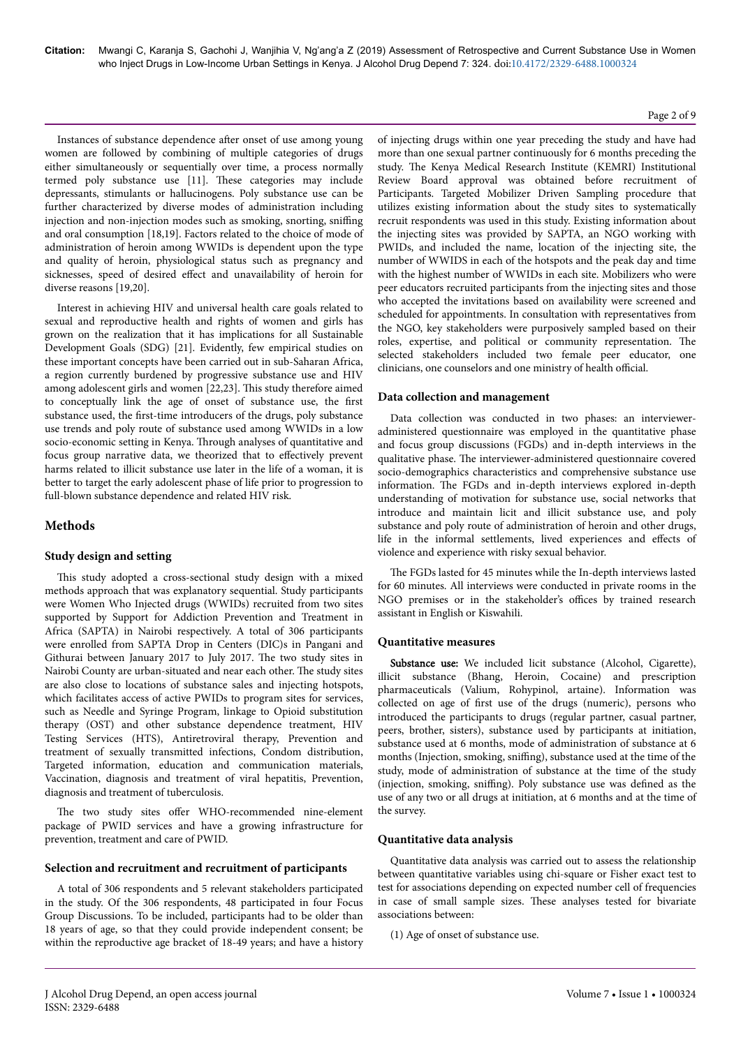Instances of substance dependence after onset of use among young women are followed by combining of multiple categories of drugs either simultaneously or sequentially over time, a process normally termed poly substance use [11]. These categories may include depressants, stimulants or hallucinogens. Poly substance use can be further characterized by diverse modes of administration including injection and non-injection modes such as smoking, snorting, sniffing and oral consumption [18,19]. Factors related to the choice of mode of administration of heroin among WWIDs is dependent upon the type and quality of heroin, physiological status such as pregnancy and sicknesses, speed of desired effect and unavailability of heroin for diverse reasons [19,20].

Interest in achieving HIV and universal health care goals related to sexual and reproductive health and rights of women and girls has grown on the realization that it has implications for all Sustainable Development Goals (SDG) [21]. Evidently, few empirical studies on these important concepts have been carried out in sub-Saharan Africa, a region currently burdened by progressive substance use and HIV among adolescent girls and women [22,23]. This study therefore aimed to conceptually link the age of onset of substance use, the first substance used, the first-time introducers of the drugs, poly substance use trends and poly route of substance used among WWIDs in a low socio-economic setting in Kenya. Through analyses of quantitative and focus group narrative data, we theorized that to effectively prevent harms related to illicit substance use later in the life of a woman, it is better to target the early adolescent phase of life prior to progression to full-blown substance dependence and related HIV risk.

## Methods

### Study design and setting

This study adopted a cross-sectional study design with a mixed methods approach that was explanatory sequential. Study participants were Women Who Injected drugs (WWIDs) recruited from two sites supported by Support for Addiction Prevention and Treatment in Africa (SAPTA) in Nairobi respectively. A total of 306 participants were enrolled from SAPTA Drop in Centers (DIC)s in Pangani and Githurai between January 2017 to July 2017. The two study sites in Nairobi County are urban-situated and near each other. The study sites are also close to locations of substance sales and injecting hotspots, which facilitates access of active PWIDs to program sites for services, such as Needle and Syringe Program, linkage to Opioid substitution therapy (OST) and other substance dependence treatment, HIV Testing Services (HTS), Antiretroviral therapy, Prevention and treatment of sexually transmitted infections, Condom distribution, Targeted information, education and communication materials, Vaccination, diagnosis and treatment of viral hepatitis, Prevention, diagnosis and treatment of tuberculosis.

The two study sites offer WHO-recommended nine-element package of PWID services and have a growing infrastructure for prevention, treatment and care of PWID.

### Selection and recruitment and recruitment of participants

A total of 306 respondents and 5 relevant stakeholders participated in the study. Of the 306 respondents, 48 participated in four Focus Group Discussions. To be included, participants had to be older than 18 years of age, so that they could provide independent consent; be within the reproductive age bracket of 18-49 years; and have a history of injecting drugs within one year preceding the study and have had more than one sexual partner continuously for 6 months preceding the study. The Kenya Medical Research Institute (KEMRI) Institutional Review Board approval was obtained before recruitment of Participants. Targeted Mobilizer Driven Sampling procedure that utilizes existing information about the study sites to systematically recruit respondents was used in this study. Existing information about the injecting sites was provided by SAPTA, an NGO working with PWIDs, and included the name, location of the injecting site, the number of WWIDS in each of the hotspots and the peak day and time with the highest number of WWIDs in each site. Mobilizers who were peer educators recruited participants from the injecting sites and those who accepted the invitations based on availability were screened and scheduled for appointments. In consultation with representatives from the NGO, key stakeholders were purposively sampled based on their roles, expertise, and political or community representation. The selected stakeholders included two female peer educator, one clinicians, one counselors and one ministry of health official.

### Data collection and management

Data collection was conducted in two phases: an interviewer-administered questionnaire was employed in the quantitative phase and focus group discussions (FGDs) and in-depth interviews in the qualitative phase. The interviewer-administered questionnaire covered socio-demographics characteristics and comprehensive substance use information. The FGDs and in-depth interviews explored in-depth understanding of motivation for substance use, social networks that introduce and maintain licit and illicit substance use, and poly substance and poly route of administration of heroin and other drugs, life in the informal settlements, lived experiences and effects of violence and experience with risky sexual behavior.

The FGDs lasted for 45 minutes while the In-depth interviews lasted for 60 minutes. All interviews were conducted in private rooms in the NGO premises or in the stakeholder's offices by trained research assistant in English or Kiswahili.

### Quantitative measures

**Substance use:** We included licit substance (Alcohol, Cigarette), illicit substance (Bhang, Heroin, Cocaine) and prescription pharmaceuticals (Valium, Rohypinol, artaine). Information was collected on age of first use of the drugs (numeric), persons who introduced the participants to drugs (regular partner, casual partner, peers, brother, sisters), substance used by participants at initiation, substance used at 6 months, mode of administration of substance at 6 months (Injection, smoking, sniffing), substance used at the time of the study, mode of administration of substance at the time of the study (injection, smoking, sniffing). Poly substance use was defined as the use of any two or all drugs at initiation, at 6 months and at the time of the survey.

### Quantitative data analysis

Quantitative data analysis was carried out to assess the relationship between quantitative variables using chi-square or Fisher exact test to test for associations depending on expected number cell of frequencies in case of small sample sizes. These analyses tested for bivariate associations between:

(1) Age of onset of substance use.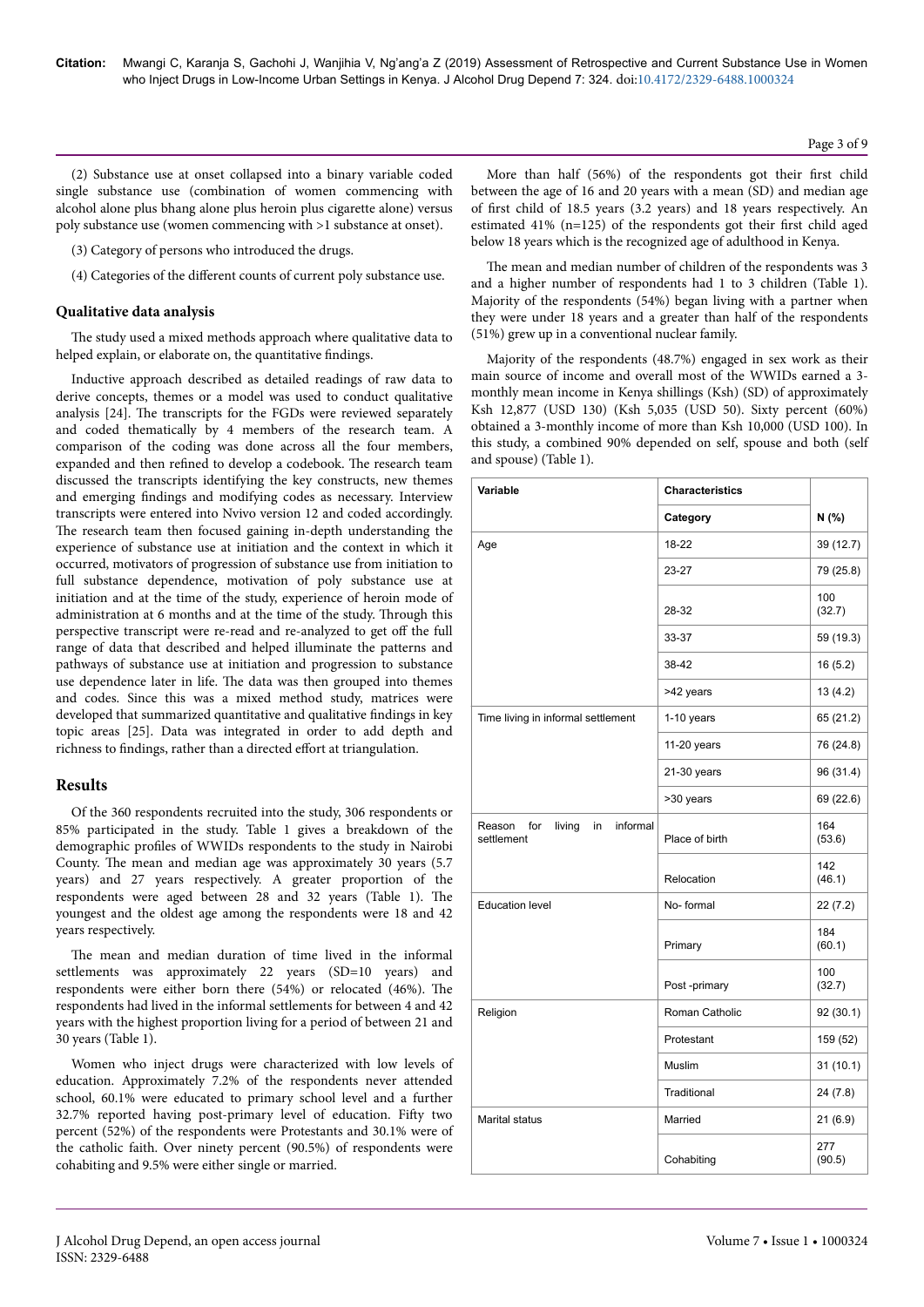(2) Substance use at onset collapsed into a binary variable coded single substance use (combination of women commencing with alcohol alone plus bhang alone plus heroin plus cigarette alone) versus poly substance use (women commencing with >1 substance at onset).

(3) Category of persons who introduced the drugs.

(4) Categories of the different counts of current poly substance use.

## Qualitative data analysis

The study used a mixed methods approach where qualitative data to helped explain, or elaborate on, the quantitative findings.

Inductive approach described as detailed readings of raw data to derive concepts, themes or a model was used to conduct qualitative analysis [24]. The transcripts for the FGDs were reviewed separately and coded thematically by 4 members of the research team. A comparison of the coding was done across all the four members, expanded and then refined to develop a codebook. The research team discussed the transcripts identifying the key constructs, new themes and emerging findings and modifying codes as necessary. Interview transcripts were entered into Nvivo version 12 and coded accordingly. The research team then focused gaining in-depth understanding the experience of substance use at initiation and the context in which it occurred, motivators of progression of substance use from initiation to full substance dependence, motivation of poly substance use at initiation and at the time of the study, experience of heroin mode of administration at 6 months and at the time of the study. Through this perspective transcript were re-read and re-analyzed to get off the full range of data that described and helped illuminate the patterns and pathways of substance use at initiation and progression to substance use dependence later in life. The data was then grouped into themes and codes. Since this was a mixed method study, matrices were developed that summarized quantitative and qualitative findings in key topic areas [25]. Data was integrated in order to add depth and richness to findings, rather than a directed effort at triangulation.

# Results

Of the 360 respondents recruited into the study, 306 respondents or 85% participated in the study. Table 1 gives a breakdown of the demographic profiles of WWIDs respondents to the study in Nairobi County. The mean and median age was approximately 30 years (5.7 years) and 27 years respectively. A greater proportion of the respondents were aged between 28 and 32 years (Table 1). The youngest and the oldest age among the respondents were 18 and 42 years respectively.

The mean and median duration of time lived in the informal settlements was approximately 22 years (SD=10 years) and respondents were either born there (54%) or relocated (46%). The respondents had lived in the informal settlements for between 4 and 42 years with the highest proportion living for a period of between 21 and 30 years (Table 1).

Women who inject drugs were characterized with low levels of education. Approximately 7.2% of the respondents never attended school, 60.1% were educated to primary school level and a further 32.7% reported having post-primary level of education. Fifty two percent (52%) of the respondents were Protestants and 30.1% were of the catholic faith. Over ninety percent (90.5%) of respondents were cohabiting and 9.5% were either single or married.

More than half (56%) of the respondents got their first child between the age of 16 and 20 years with a mean (SD) and median age of first child of 18.5 years (3.2 years) and 18 years respectively. An estimated 41% (n=125) of the respondents got their first child aged below 18 years which is the recognized age of adulthood in Kenya.

The mean and median number of children of the respondents was 3 and a higher number of respondents had 1 to 3 children (Table 1). Majority of the respondents (54%) began living with a partner when they were under 18 years and a greater than half of the respondents (51%) grew up in a conventional nuclear family.

Majority of the respondents (48.7%) engaged in sex work as their main source of income and overall most of the WWIDs earned a 3-monthly mean income in Kenya shillings (Ksh) (SD) of approximately Ksh 12,877 (USD 130) (Ksh 5,035 (USD 50). Sixty percent (60%) obtained a 3-monthly income of more than Ksh 10,000 (USD 100). In this study, a combined 90% depended on self, spouse and both (self and spouse) (Table 1).

| Variable | Characteristics | |
|---|---|---|
| | Category | N (%) |
| Age | 18-22 | 39 (12.7) |
| | 23-27 | 79 (25.8) |
| | 28-32 | 100 (32.7) |
| | 33-37 | 59 (19.3) |
| | 38-42 | 16 (5.2) |
| | >42 years | 13 (4.2) |
| Time living in informal settlement | 1-10 years | 65 (21.2) |
| | 11-20 years | 76 (24.8) |
| | 21-30 years | 96 (31.4) |
| | >30 years | 69 (22.6) |
| Reason for living in informal settlement | Place of birth | 164 (53.6) |
| | Relocation | 142 (46.1) |
| Education level | No- formal | 22 (7.2) |
| | Primary | 184 (60.1) |
| | Post -primary | 100 (32.7) |
| Religion | Roman Catholic | 92 (30.1) |
| | Protestant | 159 (52) |
| | Muslim | 31 (10.1) |
| | Traditional | 24 (7.8) |
| Marital status | Married | 21 (6.9) |
| | Cohabiting | 277 (90.5) |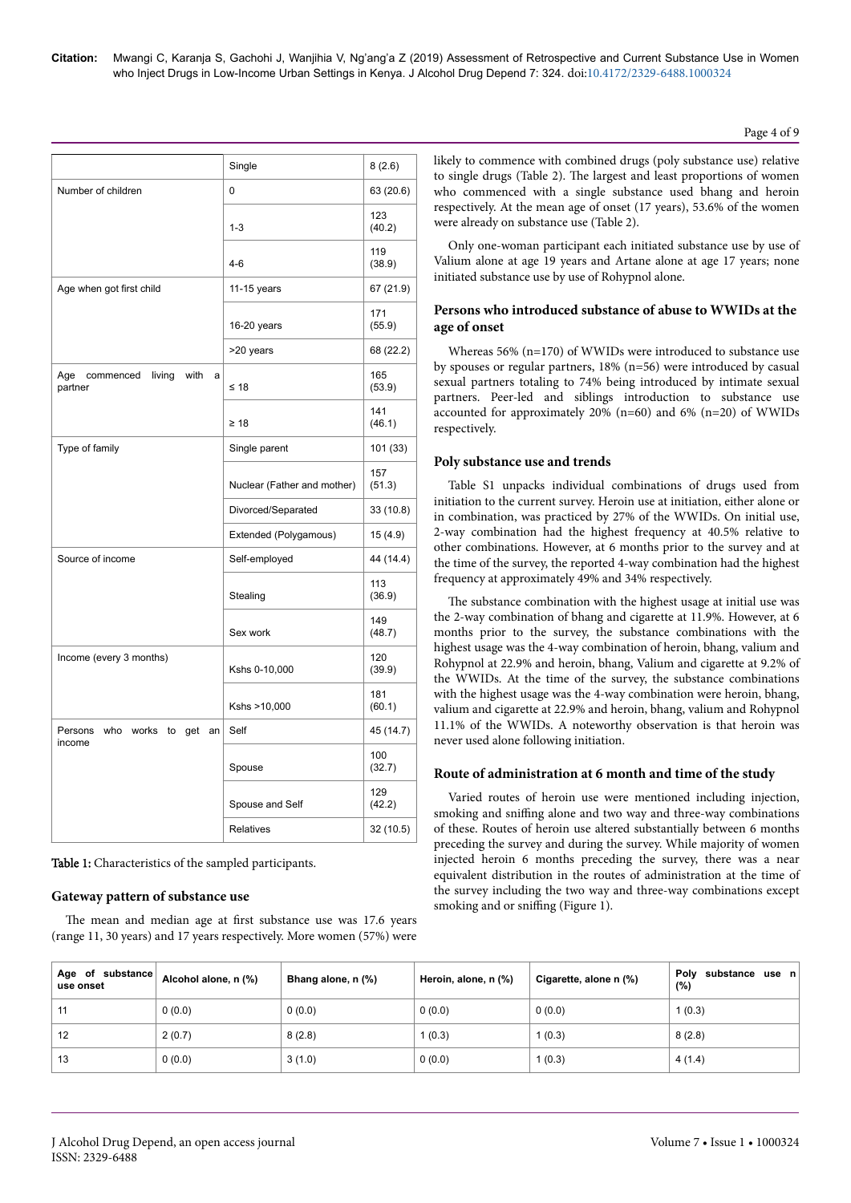| | | |
|---|---|---|
| | Single | 8 (2.6) |
| Number of children | 0 | 63 (20.6) |
| | 1-3 | 123 (40.2) |
| | 4-6 | 119 (38.9) |
| Age when got first child | 11-15 years | 67 (21.9) |
| | 16-20 years | 171 (55.9) |
| | >20 years | 68 (22.2) |
| Age commenced living with a partner | ≤ 18 | 165 (53.9) |
| | ≥ 18 | 141 (46.1) |
| Type of family | Single parent | 101 (33) |
| | Nuclear (Father and mother) | 157 (51.3) |
| | Divorced/Separated | 33 (10.8) |
| | Extended (Polygamous) | 15 (4.9) |
| Source of income | Self-employed | 44 (14.4) |
| | Stealing | 113 (36.9) |
| | Sex work | 149 (48.7) |
| Income (every 3 months) | Kshs 0-10,000 | 120 (39.9) |
| | Kshs >10,000 | 181 (60.1) |
| Persons who works to get an income | Self | 45 (14.7) |
| | Spouse | 100 (32.7) |
| | Spouse and Self | 129 (42.2) |
| | Relatives | 32 (10.5) |

**Table 1:** Characteristics of the sampled participants.

### Gateway pattern of substance use

The mean and median age at first substance use was 17.6 years (range 11, 30 years) and 17 years respectively. More women (57%) were likely to commence with combined drugs (poly substance use) relative to single drugs (Table 2). The largest and least proportions of women who commenced with a single substance used bhang and heroin respectively. At the mean age of onset (17 years), 53.6% of the women were already on substance use (Table 2).

Only one-woman participant each initiated substance use by use of Valium alone at age 19 years and Artane alone at age 17 years; none initiated substance use by use of Rohypnol alone.

### Persons who introduced substance of abuse to WWIDs at the age of onset

Whereas 56% (n=170) of WWIDs were introduced to substance use by spouses or regular partners, 18% (n=56) were introduced by casual sexual partners totaling to 74% being introduced by intimate sexual partners. Peer-led and siblings introduction to substance use accounted for approximately 20% (n=60) and 6% (n=20) of WWIDs respectively.

### Poly substance use and trends

Table S1 unpacks individual combinations of drugs used from initiation to the current survey. Heroin use at initiation, either alone or in combination, was practiced by 27% of the WWIDs. On initial use, 2-way combination had the highest frequency at 40.5% relative to other combinations. However, at 6 months prior to the survey and at the time of the survey, the reported 4-way combination had the highest frequency at approximately 49% and 34% respectively.

The substance combination with the highest usage at initial use was the 2-way combination of bhang and cigarette at 11.9%. However, at 6 months prior to the survey, the substance combinations with the highest usage was the 4-way combination of heroin, bhang, valium and Rohypnol at 22.9% and heroin, bhang, Valium and cigarette at 9.2% of the WWIDs. At the time of the survey, the substance combinations with the highest usage was the 4-way combination were heroin, bhang, valium and cigarette at 22.9% and heroin, bhang, valium and Rohypnol 11.1% of the WWIDs. A noteworthy observation is that heroin was never used alone following initiation.

### Route of administration at 6 month and time of the study

Varied routes of heroin use were mentioned including injection, smoking and sniffing alone and two way and three-way combinations of these. Routes of heroin use altered substantially between 6 months preceding the survey and during the survey. While majority of women injected heroin 6 months preceding the survey, there was a near equivalent distribution in the routes of administration at the time of the survey including the two way and three-way combinations except smoking and or sniffing (Figure 1).

| Age of substance use onset | Alcohol alone, n (%) | Bhang alone, n (%) | Heroin, alone, n (%) | Cigarette, alone n (%) | Poly substance use n (%) |
|---|---|---|---|---|---|
| 11 | 0 (0.0) | 0 (0.0) | 0 (0.0) | 0 (0.0) | 1 (0.3) |
| 12 | 2 (0.7) | 8 (2.8) | 1 (0.3) | 1 (0.3) | 8 (2.8) |
| 13 | 0 (0.0) | 3 (1.0) | 0 (0.0) | 1 (0.3) | 4 (1.4) |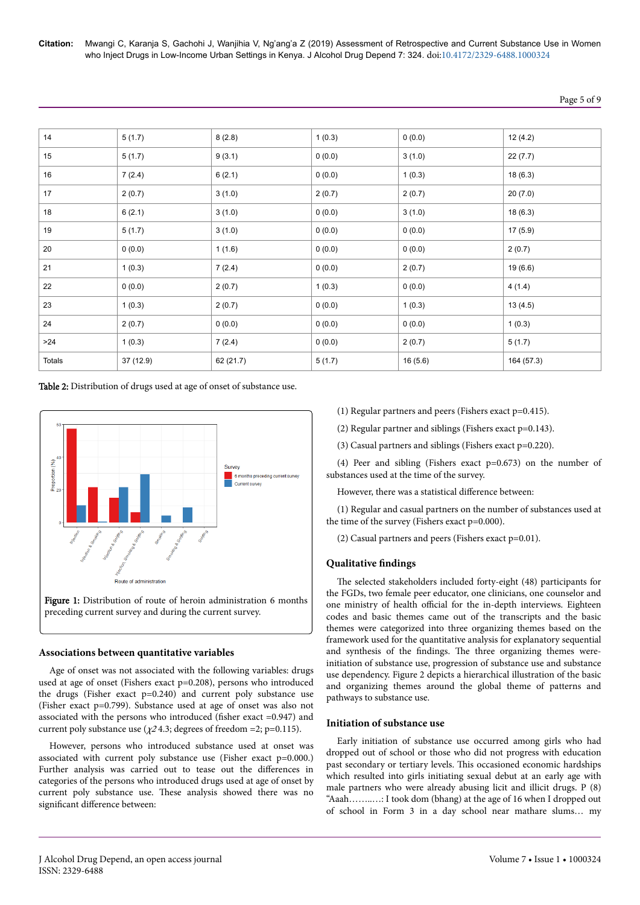| 14 | 5 (1.7) | 8 (2.8) | 1 (0.3) | 0 (0.0) | 12 (4.2) |
|---|---|---|---|---|---|
| 15 | 5 (1.7) | 9 (3.1) | 0 (0.0) | 3 (1.0) | 22 (7.7) |
| 16 | 7 (2.4) | 6 (2.1) | 0 (0.0) | 1 (0.3) | 18 (6.3) |
| 17 | 2 (0.7) | 3 (1.0) | 2 (0.7) | 2 (0.7) | 20 (7.0) |
| 18 | 6 (2.1) | 3 (1.0) | 0 (0.0) | 3 (1.0) | 18 (6.3) |
| 19 | 5 (1.7) | 3 (1.0) | 0 (0.0) | 0 (0.0) | 17 (5.9) |
| 20 | 0 (0.0) | 1 (1.6) | 0 (0.0) | 0 (0.0) | 2 (0.7) |
| 21 | 1 (0.3) | 7 (2.4) | 0 (0.0) | 2 (0.7) | 19 (6.6) |
| 22 | 0 (0.0) | 2 (0.7) | 1 (0.3) | 0 (0.0) | 4 (1.4) |
| 23 | 1 (0.3) | 2 (0.7) | 0 (0.0) | 1 (0.3) | 13 (4.5) |
| 24 | 2 (0.7) | 0 (0.0) | 0 (0.0) | 0 (0.0) | 1 (0.3) |
| >24 | 1 (0.3) | 7 (2.4) | 0 (0.0) | 2 (0.7) | 5 (1.7) |
| Totals | 37 (12.9) | 62 (21.7) | 5 (1.7) | 16 (5.6) | 164 (57.3) |

**Table 2:** Distribution of drugs used at age of onset of substance use.

**Figure 1:** Distribution of route of heroin administration 6 months preceding current survey and during the current survey.

## Associations between quantitative variables

Age of onset was not associated with the following variables: drugs used at age of onset (Fishers exact p=0.208), persons who introduced the drugs (Fisher exact p=0.240) and current poly substance use (Fisher exact p=0.799). Substance used at age of onset was also not associated with the persons who introduced (fisher exact =0.947) and current poly substance use ($\chi2$ 4.3; degrees of freedom =2; p=0.115).

However, persons who introduced substance used at onset was associated with current poly substance use (Fisher exact p=0.000.) Further analysis was carried out to tease out the differences in categories of the persons who introduced drugs used at age of onset by current poly substance use. These analysis showed there was no significant difference between:

(1) Regular partners and peers (Fishers exact p=0.415).

(2) Regular partner and siblings (Fishers exact p=0.143).

(3) Casual partners and siblings (Fishers exact p=0.220).

(4) Peer and sibling (Fishers exact p=0.673) on the number of substances used at the time of the survey.

However, there was a statistical difference between:

(1) Regular and casual partners on the number of substances used at the time of the survey (Fishers exact p=0.000).

(2) Casual partners and peers (Fishers exact p=0.01).

## Qualitative findings

The selected stakeholders included forty-eight (48) participants for the FGDs, two female peer educator, one clinicians, one counselor and one ministry of health official for the in-depth interviews. Eighteen codes and basic themes came out of the transcripts and the basic themes were categorized into three organizing themes based on the framework used for the quantitative analysis for explanatory sequential and synthesis of the findings. The three organizing themes were-initiation of substance use, progression of substance use and substance use dependency. Figure 2 depicts a hierarchical illustration of the basic and organizing themes around the global theme of patterns and pathways to substance use.

## Initiation of substance use

Early initiation of substance use occurred among girls who had dropped out of school or those who did not progress with education past secondary or tertiary levels. This occasioned economic hardships which resulted into girls initiating sexual debut at an early age with male partners who were already abusing licit and illicit drugs. P (8) "Aaah……..…: I took dom (bhang) at the age of 16 when I dropped out of school in Form 3 in a day school near mathare slums… my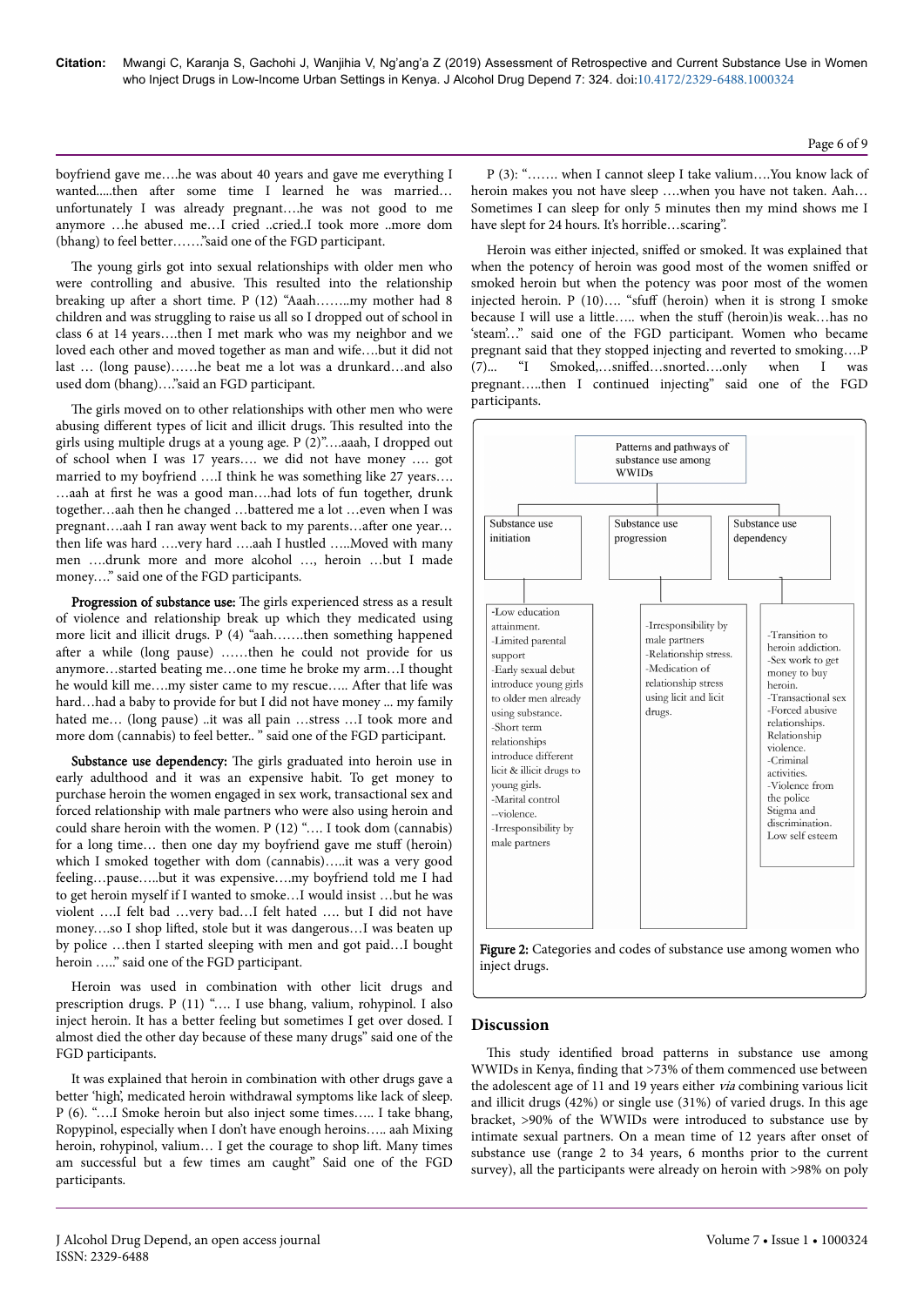boyfriend gave me….he was about 40 years and gave me everything I wanted.....then after some time I learned he was married… unfortunately I was already pregnant….he was not good to me anymore …he abused me…I cried ..cried..I took more ..more dom (bhang) to feel better…….'said one of the FGD participant.

The young girls got into sexual relationships with older men who were controlling and abusive. This resulted into the relationship breaking up after a short time. P (12) "Aaah……..my mother had 8 children and was struggling to raise us all so I dropped out of school in class 6 at 14 years….then I met mark who was my neighbor and we loved each other and moved together as man and wife….but it did not last … (long pause)……he beat me a lot was a drunkard…and also used dom (bhang)…."said an FGD participant.

The girls moved on to other relationships with other men who were abusing different types of licit and illicit drugs. This resulted into the girls using multiple drugs at a young age. P (2)"….aaah, I dropped out of school when I was 17 years…. we did not have money …. got married to my boyfriend ….I think he was something like 27 years…. …aah at first he was a good man….had lots of fun together, drunk together…aah then he changed …battered me a lot …even when I was pregnant….aah I ran away went back to my parents…after one year… then life was hard ….very hard ….aah I hustled …..Moved with many men ….drunk more and more alcohol …, heroin …but I made money…." said one of the FGD participants.

**Progression of substance use:** The girls experienced stress as a result of violence and relationship break up which they medicated using more licit and illicit drugs. P (4) "aah…….then something happened after a while (long pause) ……then he could not provide for us anymore…started beating me…one time he broke my arm…I thought he would kill me….my sister came to my rescue….. After that life was hard…had a baby to provide for but I did not have money ... my family hated me… (long pause) ..it was all pain …stress …I took more and more dom (cannabis) to feel better.. " said one of the FGD participant.

**Substance use dependency:** The girls graduated into heroin use in early adulthood and it was an expensive habit. To get money to purchase heroin the women engaged in sex work, transactional sex and forced relationship with male partners who were also using heroin and could share heroin with the women. P (12) "…. I took dom (cannabis) for a long time… then one day my boyfriend gave me stuff (heroin) which I smoked together with dom (cannabis)…..it was a very good feeling…pause…..but it was expensive….my boyfriend told me I had to get heroin myself if I wanted to smoke…I would insist …but he was violent ….I felt bad …very bad…I felt hated …. but I did not have money….so I shop lifted, stole but it was dangerous…I was beaten up by police …then I started sleeping with men and got paid…I bought heroin ….." said one of the FGD participant.

Heroin was used in combination with other licit drugs and prescription drugs. P (11) "…. I use bhang, valium, rohypnol. I also inject heroin. It has a better feeling but sometimes I get over dosed. I almost died the other day because of these many drugs" said one of the FGD participants.

It was explained that heroin in combination with other drugs gave a better 'high', medicated heroin withdrawal symptoms like lack of sleep. P (6). "….I Smoke heroin but also inject some times….. I take bhang, Ropypinol, especially when I don't have enough heroins….. aah Mixing heroin, rohypinol, valium… I get the courage to shop lift. Many times am successful but a few times am caught" Said one of the FGD participants.

P (3): "……. when I cannot sleep I take valium….You know lack of heroin makes you not have sleep ….when you have not taken. Aah… Sometimes I can sleep for only 5 minutes then my mind shows me I have slept for 24 hours. It's horrible…scaring".

Heroin was either injected, sniffed or smoked. It was explained that when the potency of heroin was good most of the women sniffed or smoked heroin but when the potency was poor most of the women injected heroin. P (10)…. "sfuff (heroin) when it is strong I smoke because I will use a little….. when the stuff (heroin)is weak…has no 'steam'…" said one of the FGD participant. Women who became pregnant said that they stopped injecting and reverted to smoking….P (7)... "I Smoked,…sniffed…snorted….only when I was pregnant…..then I continued injecting" said one of the FGD participants.

Patterns and pathways of substance use among WWIDs

| Substance use initiation | Substance use progression | Substance use dependency |
| --- | --- | --- |
| -Low education attainment.<br>-Limited parental support<br>-Early sexual debut introduce young girls to older men already using substance.<br>-Short term relationships introduce different licit & illicit drugs to young girls.<br>-Marital control --violence.<br>-Irresponsibility by male partners | -Irresponsibility by male partners<br>-Relationship stress.<br>-Medication of relationship stress using licit and licit drugs. | -Transition to heroin addiction.<br>-Sex work to get money to buy heroin.<br>-Transactional sex<br>-Forced abusive relationships. Relationship violence.<br>-Criminal activities.<br>-Violence from the police Stigma and discrimination. Low self esteem |

**Figure 2:** Categories and codes of substance use among women who inject drugs.

## Discussion

This study identified broad patterns in substance use among WWIDs in Kenya, finding that >73% of them commenced use between the adolescent age of 11 and 19 years either *via* combining various licit and illicit drugs (42%) or single use (31%) of varied drugs. In this age bracket, >90% of the WWIDs were introduced to substance use by intimate sexual partners. On a mean time of 12 years after onset of substance use (range 2 to 34 years, 6 months prior to the current survey), all the participants were already on heroin with >98% on poly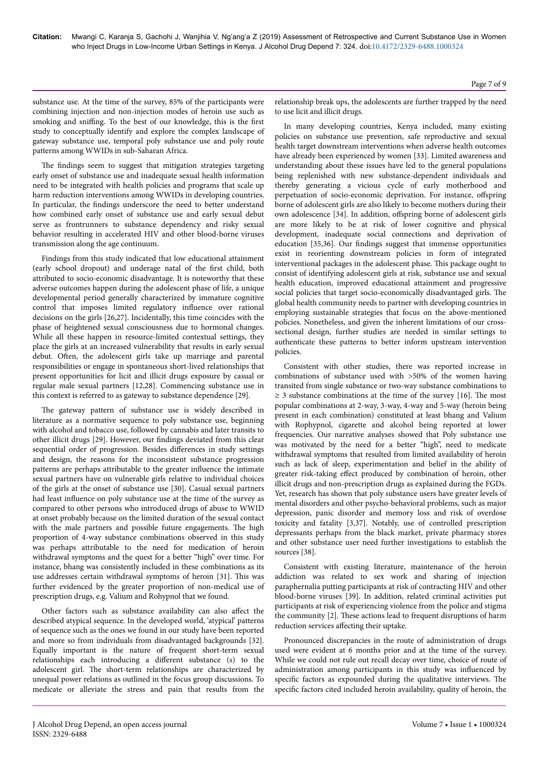substance use. At the time of the survey, 85% of the participants were combining injection and non-injection modes of heroin use such as smoking and sniffing. To the best of our knowledge, this is the first study to conceptually identify and explore the complex landscape of gateway substance use, temporal poly substance use and poly route patterns among WWIDs in sub-Saharan Africa.

The findings seem to suggest that mitigation strategies targeting early onset of substance use and inadequate sexual health information need to be integrated with health policies and programs that scale up harm reduction interventions among WWIDs in developing countries. In particular, the findings underscore the need to better understand how combined early onset of substance use and early sexual debut serve as frontrunners to substance dependency and risky sexual behavior resulting in accelerated HIV and other blood-borne viruses transmission along the age continuum.

Findings from this study indicated that low educational attainment (early school dropout) and underage natal of the first child, both attributed to socio-economic disadvantage. It is noteworthy that these adverse outcomes happen during the adolescent phase of life, a unique developmental period generally characterized by immature cognitive control that imposes limited regulatory influence over rational decisions on the girls [26,27]. Incidentally, this time coincides with the phase of heightened sexual consciousness due to hormonal changes. While all these happen in resource-limited contextual settings, they place the girls at an increased vulnerability that results in early sexual debut. Often, the adolescent girls take up marriage and parental responsibilities or engage in spontaneous short-lived relationships that present opportunities for licit and illicit drugs exposure by casual or regular male sexual partners [12,28]. Commencing substance use in this context is referred to as gateway to substance dependence [29].

The gateway pattern of substance use is widely described in literature as a normative sequence to poly substance use, beginning with alcohol and tobacco use, followed by cannabis and later transits to other illicit drugs [29]. However, our findings deviated from this clear sequential order of progression. Besides differences in study settings and design, the reasons for the inconsistent substance progression patterns are perhaps attributable to the greater influence the intimate sexual partners have on vulnerable girls relative to individual choices of the girls at the onset of substance use [30]. Casual sexual partners had least influence on poly substance use at the time of the survey as compared to other persons who introduced drugs of abuse to WWID at onset probably because on the limited duration of the sexual contact with the male partners and possible future engagements. The high proportion of 4-way substance combinations observed in this study was perhaps attributable to the need for medication of heroin withdrawal symptoms and the quest for a better "high" over time. For instance, bhang was consistently included in these combinations as its use addresses certain withdrawal symptoms of heroin [31]. This was further evidenced by the greater proportion of non-medical use of prescription drugs, e.g. Valium and Rohypnol that we found.

Other factors such as substance availability can also affect the described atypical sequence. In the developed world, 'atypical' patterns of sequence such as the ones we found in our study have been reported and more so from individuals from disadvantaged backgrounds [32]. Equally important is the nature of frequent short-term sexual relationships each introducing a different substance (s) to the adolescent girl. The short-term relationships are characterized by unequal power relations as outlined in the focus group discussions. To medicate or alleviate the stress and pain that results from the relationship break ups, the adolescents are further trapped by the need to use licit and illicit drugs.

In many developing countries, Kenya included, many existing policies on substance use prevention, safe reproductive and sexual health target downstream interventions when adverse health outcomes have already been experienced by women [33]. Limited awareness and understanding about these issues have led to the general populations being replenished with new substance-dependent individuals and thereby generating a vicious cycle of early motherhood and perpetuation of socio-economic deprivation. For instance, offspring borne of adolescent girls are also likely to become mothers during their own adolescence [34]. In addition, offspring borne of adolescent girls are more likely to be at risk of lower cognitive and physical development, inadequate social connections and deprivation of education [35,36]. Our findings suggest that immense opportunities exist in reorienting downstream policies in form of integrated interventional packages in the adolescent phase. This package ought to consist of identifying adolescent girls at risk, substance use and sexual health education, improved educational attainment and progressive social policies that target socio-economically disadvantaged girls. The global health community needs to partner with developing countries in employing sustainable strategies that focus on the above-mentioned policies. Nonetheless, and given the inherent limitations of our cross-sectional design, further studies are needed in similar settings to authenticate these patterns to better inform upstream intervention policies.

Consistent with other studies, there was reported increase in combinations of substance used with >50% of the women having transited from single substance or two-way substance combinations to ≥ 3 substance combinations at the time of the survey [16]. The most popular combinations at 2-way, 3-way, 4-way and 5-way (heroin being present in each combination) constituted at least bhang and Valium with Rophypnol, cigarette and alcohol being reported at lower frequencies. Our narrative analyses showed that Poly substance use was motivated by the need for a better "high", need to medicate withdrawal symptoms that resulted from limited availability of heroin such as lack of sleep, experimentation and belief in the ability of greater risk-taking effect produced by combination of heroin, other illicit drugs and non-prescription drugs as explained during the FGDs. Yet, research has shown that poly substance users have greater levels of mental disorders and other psycho-behavioral problems, such as major depression, panic disorder and memory loss and risk of overdose toxicity and fatality [3,37]. Notably, use of controlled prescription depressants perhaps from the black market, private pharmacy stores and other substance user need further investigations to establish the sources [38].

Consistent with existing literature, maintenance of the heroin addiction was related to sex work and sharing of injection paraphernalia putting participants at risk of contracting HIV and other blood-borne viruses [39]. In addition, related criminal activities put participants at risk of experiencing violence from the police and stigma the community [2]. These actions lead to frequent disruptions of harm reduction services affecting their uptake.

Pronounced discrepancies in the route of administration of drugs used were evident at 6 months prior and at the time of the survey. While we could not rule out recall decay over time, choice of route of administration among participants in this study was influenced by specific factors as expounded during the qualitative interviews. The specific factors cited included heroin availability, quality of heroin, the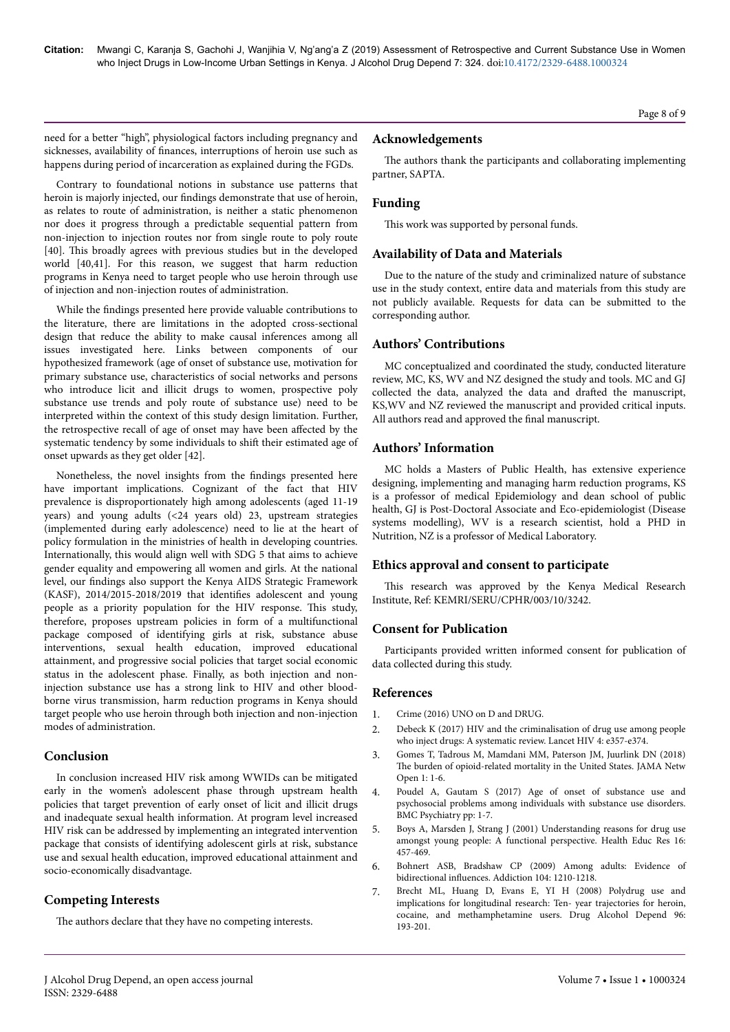need for a better "high", physiological factors including pregnancy and sicknesses, availability of finances, interruptions of heroin use such as happens during period of incarceration as explained during the FGDs.

Contrary to foundational notions in substance use patterns that heroin is majorly injected, our findings demonstrate that use of heroin, as relates to route of administration, is neither a static phenomenon nor does it progress through a predictable sequential pattern from non-injection to injection routes nor from single route to poly route [40]. This broadly agrees with previous studies but in the developed world [40,41]. For this reason, we suggest that harm reduction programs in Kenya need to target people who use heroin through use of injection and non-injection routes of administration.

While the findings presented here provide valuable contributions to the literature, there are limitations in the adopted cross-sectional design that reduce the ability to make causal inferences among all issues investigated here. Links between components of our hypothesized framework (age of onset of substance use, motivation for primary substance use, characteristics of social networks and persons who introduce licit and illicit drugs to women, prospective poly substance use trends and poly route of substance use) need to be interpreted within the context of this study design limitation. Further, the retrospective recall of age of onset may have been affected by the systematic tendency by some individuals to shift their estimated age of onset upwards as they get older [42].

Nonetheless, the novel insights from the findings presented here have important implications. Cognizant of the fact that HIV prevalence is disproportionately high among adolescents (aged 11-19 years) and young adults (<24 years old) 23, upstream strategies (implemented during early adolescence) need to lie at the heart of policy formulation in the ministries of health in developing countries. Internationally, this would align well with SDG 5 that aims to achieve gender equality and empowering all women and girls. At the national level, our findings also support the Kenya AIDS Strategic Framework (KASF), 2014/2015-2018/2019 that identifies adolescent and young people as a priority population for the HIV response. This study, therefore, proposes upstream policies in form of a multifunctional package composed of identifying girls at risk, substance abuse interventions, sexual health education, improved educational attainment, and progressive social policies that target social economic status in the adolescent phase. Finally, as both injection and non-injection substance use has a strong link to HIV and other blood-borne virus transmission, harm reduction programs in Kenya should target people who use heroin through both injection and non-injection modes of administration.

## Conclusion

In conclusion increased HIV risk among WWIDs can be mitigated early in the women's adolescent phase through upstream health policies that target prevention of early onset of licit and illicit drugs and inadequate sexual health information. At program level increased HIV risk can be addressed by implementing an integrated intervention package that consists of identifying adolescent girls at risk, substance use and sexual health education, improved educational attainment and socio-economically disadvantage.

## Competing Interests

The authors declare that they have no competing interests.

## Acknowledgements

The authors thank the participants and collaborating implementing partner, SAPTA.

## Funding

This work was supported by personal funds.

## Availability of Data and Materials

Due to the nature of the study and criminalized nature of substance use in the study context, entire data and materials from this study are not publicly available. Requests for data can be submitted to the corresponding author.

## Authors' Contributions

MC conceptualized and coordinated the study, conducted literature review, MC, KS, WV and NZ designed the study and tools. MC and GJ collected the data, analyzed the data and drafted the manuscript, KS,WV and NZ reviewed the manuscript and provided critical inputs. All authors read and approved the final manuscript.

## Authors' Information

MC holds a Masters of Public Health, has extensive experience designing, implementing and managing harm reduction programs, KS is a professor of medical Epidemiology and dean school of public health, GJ is Post-Doctoral Associate and Eco-epidemiologist (Disease systems modelling), WV is a research scientist, hold a PHD in Nutrition, NZ is a professor of Medical Laboratory.

## Ethics approval and consent to participate

This research was approved by the Kenya Medical Research Institute, Ref: KEMRI/SERU/CPHR/003/10/3242.

## Consent for Publication

Participants provided written informed consent for publication of data collected during this study.

## References

1. Crime (2016) UNO on D and DRUG.
2. Debeck K (2017) HIV and the criminalisation of drug use among people who inject drugs: A systematic review. Lancet HIV 4: e357-e374.
3. Gomes T, Tadrous M, Mamdani MM, Paterson JM, Juurlink DN (2018) The burden of opioid-related mortality in the United States. JAMA Netw Open 1: 1-6.
4. Poudel A, Gautam S (2017) Age of onset of substance use and psychosocial problems among individuals with substance use disorders. BMC Psychiatry pp: 1-7.
5. Boys A, Marsden J, Strang J (2001) Understanding reasons for drug use amongst young people: A functional perspective. Health Educ Res 16: 457-469.
6. Bohnert ASB, Bradshaw CP (2009) Among adults: Evidence of bidirectional influences. Addiction 104: 1210-1218.
7. Brecht ML, Huang D, Evans E, YI H (2008) Polydrug use and implications for longitudinal research: Ten- year trajectories for heroin, cocaine, and methamphetamine users. Drug Alcohol Depend 96: 193-201.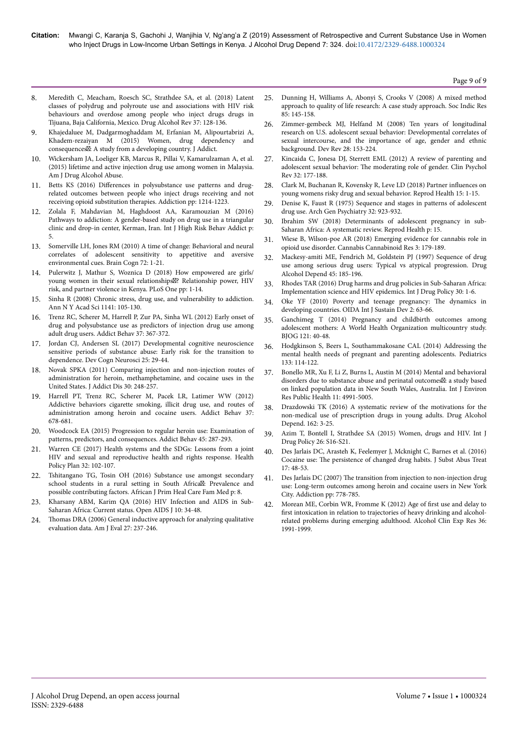8. Meredith C, Meacham, Roesch SC, Strathdee SA, et al. (2018) Latent classes of polydrug and polyroute use and associations with HIV risk behaviours and overdose among people who inject drugs drugs in Tijuana, Baja California, Mexico. Drug Alcohol Rev 37: 128-136.
9. Khajedaluee M, Dadgarmoghaddam M, Erfanian M, Alipourtabrizi A, Khadem-rezaiyan M (2015) Women, drug dependency and consequences: A study from a developing country. J Addict.
10. Wickersham JA, Loeliger KB, Marcus R, Pillai V, Kamarulzaman A, et al. (2015) lifetime and active injection drug use among women in Malaysia. Am J Drug Alcohol Abuse.
11. Betts KS (2016) Differences in polysubstance use patterns and drug-related outcomes between people who inject drugs receiving and not receiving opioid substitution therapies. Addiction pp: 1214-1223.
12. Zolala F, Mahdavian M, Haghdoost AA, Karamouzian M (2016) Pathways to addiction: A gender-based study on drug use in a triangular clinic and drop-in center, Kerman, Iran. Int J High Risk Behav Addict p: 5.
13. Somerville LH, Jones RM (2010) A time of change: Behavioral and neural correlates of adolescent sensitivity to appetitive and aversive environmental cues. Brain Cogn 72: 1-21.
14. Pulerwitz J, Mathur S, Woznica D (2018) How empowered are girls/young women in their sexual relationships? Relationship power, HIV risk, and partner violence in Kenya. PLoS One pp: 1-14.
15. Sinha R (2008) Chronic stress, drug use, and vulnerability to addiction. Ann N Y Acad Sci 1141: 105-130.
16. Trenz RC, Scherer M, Harrell P, Zur PA, Sinha WL (2012) Early onset of drug and polysubstance use as predictors of injection drug use among adult drug users. Addict Behav 37: 367-372.
17. Jordan CJ, Andersen SL (2017) Developmental cognitive neuroscience sensitive periods of substance abuse: Early risk for the transition to dependence. Dev Cogn Neurosci 25: 29-44.
18. Novak SPKA (2011) Comparing injection and non-injection routes of administration for heroin, methamphetamine, and cocaine uses in the United States. J Addict Dis 30: 248-257.
19. Harrell PT, Trenz RC, Scherer M, Pacek LR, Latimer WW (2012) Addictive behaviors cigarette smoking, illicit drug use, and routes of administration among heroin and cocaine users. Addict Behav 37: 678-681.
20. Woodcock EA (2015) Progression to regular heroin use: Examination of patterns, predictors, and consequences. Addict Behav 45: 287-293.
21. Warren CE (2017) Health systems and the SDGs: Lessons from a joint HIV and sexual and reproductive health and rights response. Health Policy Plan 32: 102-107.
22. Tshitangano TG, Tosin OH (2016) Substance use amongst secondary school students in a rural setting in South Africa: Prevalence and possible contributing factors. African J Prim Heal Care Fam Med p: 8.
23. Kharsany ABM, Karim QA (2016) HIV Infection and AIDS in Sub-Saharan Africa: Current status. Open AIDS J 10: 34-48.
24. Thomas DRA (2006) General inductive approach for analyzing qualitative evaluation data. Am J Eval 27: 237-246.
25. Dunning H, Williams A, Abonyi S, Crooks V (2008) A mixed method approach to quality of life research: A case study approach. Soc Indic Res 85: 145-158.
26. Zimmer-gembeck MJ, Helfand M (2008) Ten years of longitudinal research on U.S. adolescent sexual behavior: Developmental correlates of sexual intercourse, and the importance of age, gender and ethnic background. Dev Rev 28: 153-224.
27. Kincaida C, Jonesa DJ, Sterrett EML (2012) A review of parenting and adolescent sexual behavior: The moderating role of gender. Clin Psychol Rev 32: 177-188.
28. Clark M, Buchanan R, Kovensky R, Leve LD (2018) Partner influences on young womens risky drug and sexual behavior. Reprod Health 15: 1-15.
29. Denise K, Faust R (1975) Sequence and stages in patterns of adolescent drug use. Arch Gen Psychiatry 32: 923-932.
30. Ibrahim SW (2018) Determinants of adolescent pregnancy in sub-Saharan Africa: A systematic review. Reprod Health p: 15.
31. Wiese B, Wilson-poe AR (2018) Emerging evidence for cannabis role in opioid use disorder. Cannabis Cannabinoid Res 3: 179-189.
32. Mackesy-amiti ME, Fendrich M, Goldstein PJ (1997) Sequence of drug use among serious drug users: Typical vs atypical progression. Drug Alcohol Depend 45: 185-196.
33. Rhodes TAR (2016) Drug harms and drug policies in Sub-Saharan Africa: Implementation science and HIV epidemics. Int J Drug Policy 30: 1-6.
34. Oke YF (2010) Poverty and teenage pregnancy: The dynamics in developing countries. OIDA Int J Sustain Dev 2: 63-66.
35. Ganchimeg T (2014) Pregnancy and childbirth outcomes among adolescent mothers: A World Health Organization multicountry study. BJOG 121: 40-48.
36. Hodgkinson S, Beers L, Southammakosane CAL (2014) Addressing the mental health needs of pregnant and parenting adolescents. Pediatrics 133: 114-122.
37. Bonello MR, Xu F, Li Z, Burns L, Austin M (2014) Mental and behavioral disorders due to substance abuse and perinatal outcomes: a study based on linked population data in New South Wales, Australia. Int J Environ Res Public Health 11: 4991-5005.
38. Drazdowski TK (2016) A systematic review of the motivations for the non-medical use of prescription drugs in young adults. Drug Alcohol Depend. 162: 3-25.
39. Azim T, Bontell I, Strathdee SA (2015) Women, drugs and HIV. Int J Drug Policy 26: S16-S21.
40. Des Jarlais DC, Arasteh K, Feelemyer J, Mcknight C, Barnes et al. (2016) Cocaine use: The persistence of changed drug habits. J Subst Abus Treat 17: 48-53.
41. Des Jarlais DC (2007) The transition from injection to non-injection drug use: Long-term outcomes among heroin and cocaine users in New York City. Addiction pp: 778-785.
42. Morean ME, Corbin WR, Fromme K (2012) Age of first use and delay to first intoxication in relation to trajectories of heavy drinking and alcohol-related problems during emerging adulthood. Alcohol Clin Exp Res 36: 1991-1999.